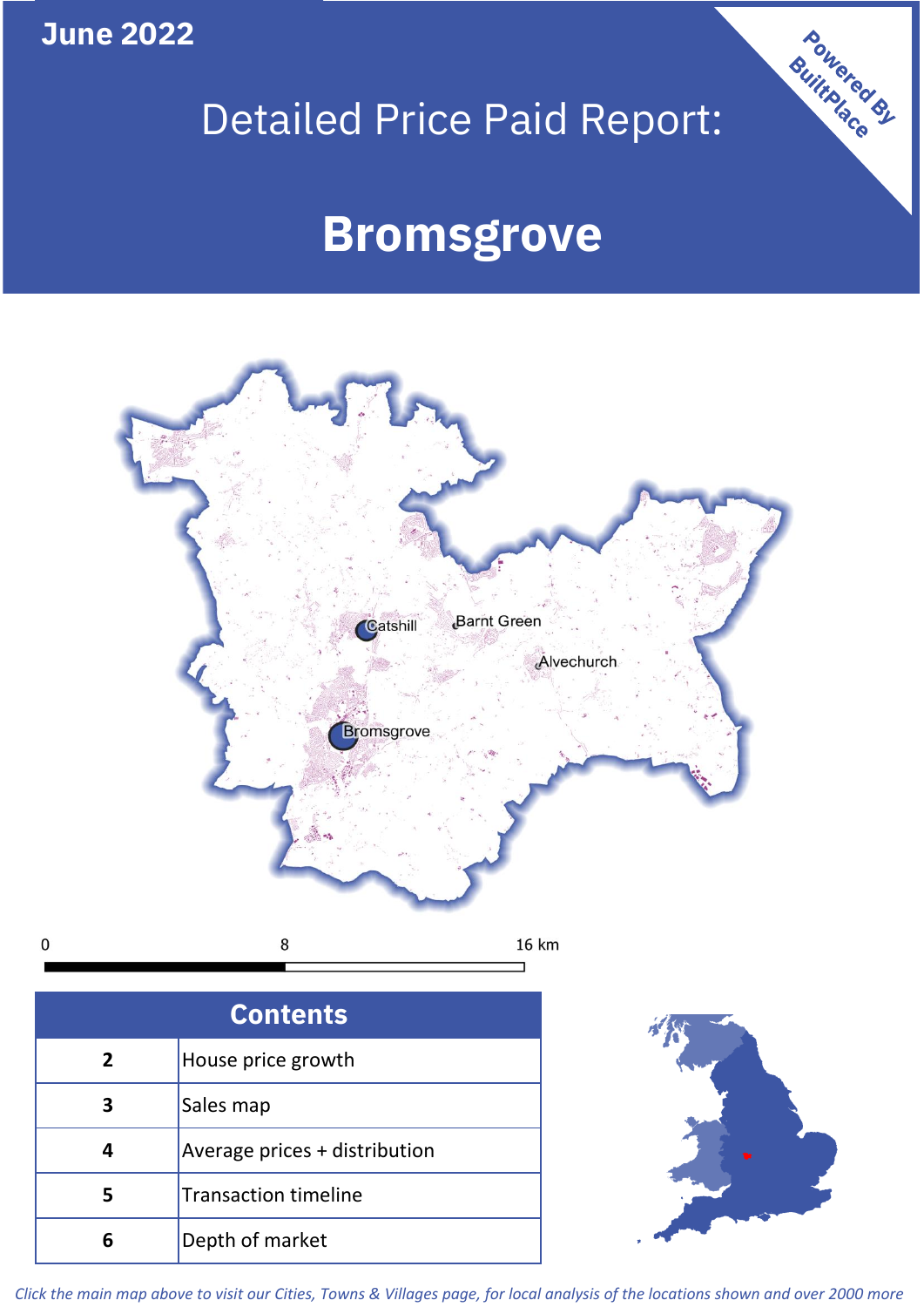**June 2022**

# Detailed Price Paid Report:

# Bromsgrove

Powered By BuiltPlace

| Contents | |
|---|---|
| 2 | House price growth |
| 3 | Sales map |
| 4 | Average prices + distribution |
| 5 | Transaction timeline |
| 6 | Depth of market |

*Click the main map above to visit our Cities, Towns & Villages page, for local analysis of the locations shown and over 2000 more*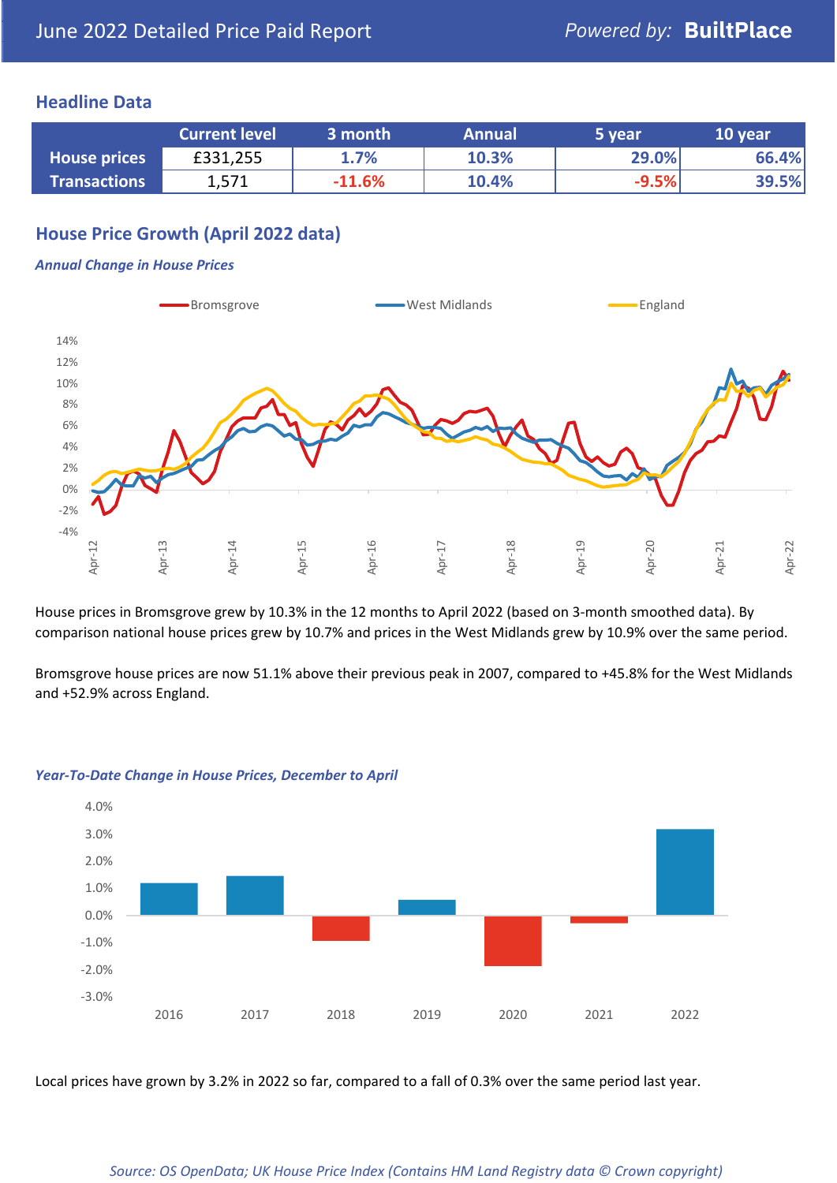June 2022 Detailed Price Paid Report

*Powered by:* **BuiltPlace**

## Headline Data

| | Current level | 3 month | Annual | 5 year | 10 year |
|---|---|---|---|---|---|
| **House prices** | £331,255 | 1.7% | 10.3% | 29.0% | 66.4% |
| **Transactions** | 1,571 | -11.6% | 10.4% | -9.5% | 39.5% |

## House Price Growth (April 2022 data)

### *Annual Change in House Prices*

House prices in Bromsgrove grew by 10.3% in the 12 months to April 2022 (based on 3-month smoothed data). By comparison national house prices grew by 10.7% and prices in the West Midlands grew by 10.9% over the same period.

Bromsgrove house prices are now 51.1% above their previous peak in 2007, compared to +45.8% for the West Midlands and +52.9% across England.

### *Year-To-Date Change in House Prices, December to April*

Local prices have grown by 3.2% in 2022 so far, compared to a fall of 0.3% over the same period last year.

*Source: OS OpenData; UK House Price Index (Contains HM Land Registry data © Crown copyright)*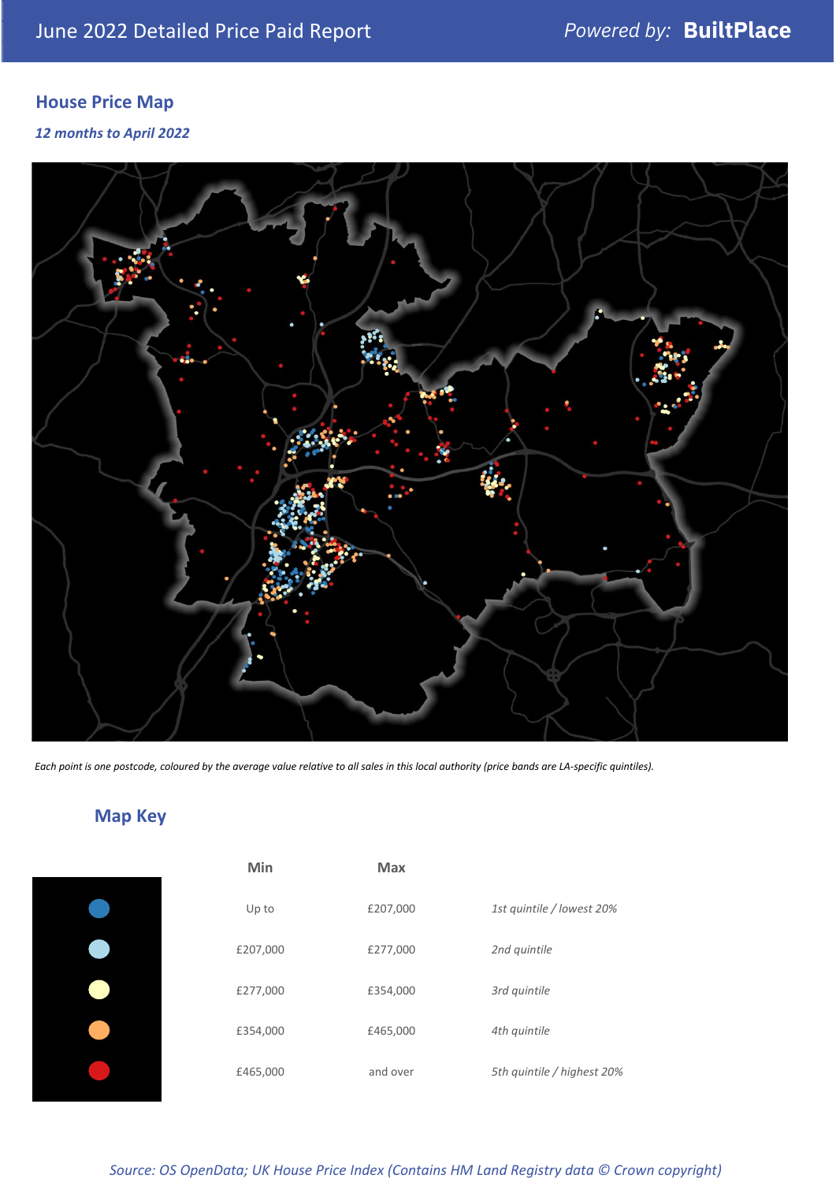June 2022 Detailed Price Paid Report

## House Price Map

*12 months to April 2022*

*Each point is one postcode, coloured by the average value relative to all sales in this local authority (price bands are LA-specific quintiles).*

## Map Key

| | Min | Max | |
|---|---|---|---|
| | Up to | £207,000 | *1st quintile / lowest 20%* |
| | £207,000 | £277,000 | *2nd quintile* |
| | £277,000 | £354,000 | *3rd quintile* |
| | £354,000 | £465,000 | *4th quintile* |
| | £465,000 | and over | *5th quintile / highest 20%* |

*Source: OS OpenData; UK House Price Index (Contains HM Land Registry data © Crown copyright)*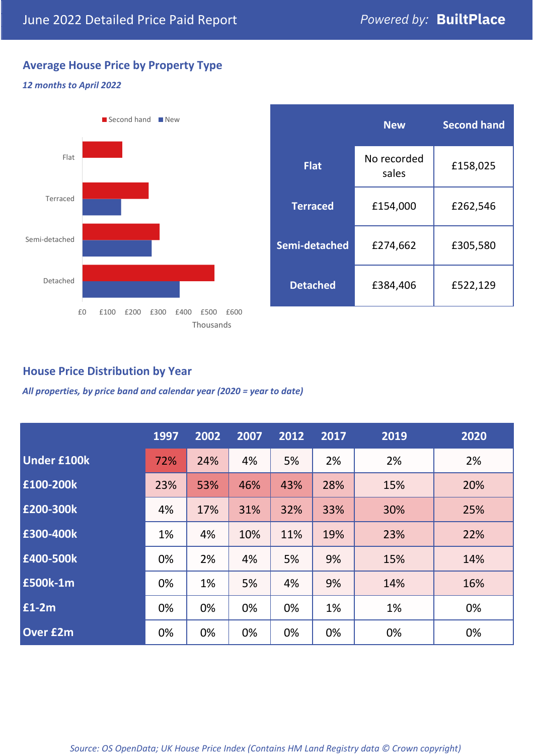## Average House Price by Property Type

*12 months to April 2022*

| | New | Second hand |
|---|---|---|
| **Flat** | No recorded sales | £158,025 |
| **Terraced** | £154,000 | £262,546 |
| **Semi-detached** | £274,662 | £305,580 |
| **Detached** | £384,406 | £522,129 |

## House Price Distribution by Year

*All properties, by price band and calendar year (2020 = year to date)*

| | 1997 | 2002 | 2007 | 2012 | 2017 | 2019 | 2020 |
|---|---|---|---|---|---|---|---|
| **Under £100k** | 72% | 24% | 4% | 5% | 2% | 2% | 2% |
| **£100-200k** | 23% | 53% | 46% | 43% | 28% | 15% | 20% |
| **£200-300k** | 4% | 17% | 31% | 32% | 33% | 30% | 25% |
| **£300-400k** | 1% | 4% | 10% | 11% | 19% | 23% | 22% |
| **£400-500k** | 0% | 2% | 4% | 5% | 9% | 15% | 14% |
| **£500k-1m** | 0% | 1% | 5% | 4% | 9% | 14% | 16% |
| **£1-2m** | 0% | 0% | 0% | 0% | 1% | 1% | 0% |
| **Over £2m** | 0% | 0% | 0% | 0% | 0% | 0% | 0% |

*Source: OS OpenData; UK House Price Index (Contains HM Land Registry data © Crown copyright)*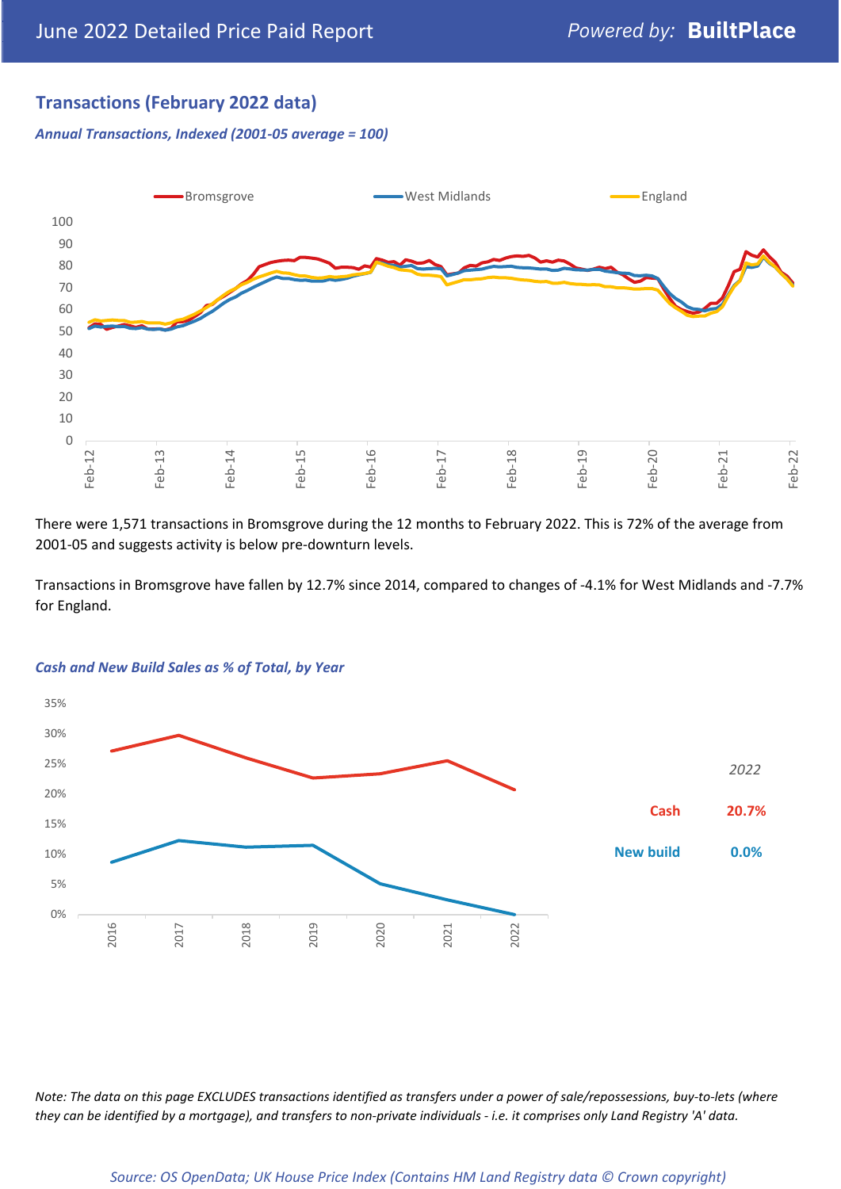## Transactions (February 2022 data)

***Annual Transactions, Indexed (2001-05 average = 100)***

There were 1,571 transactions in Bromsgrove during the 12 months to February 2022. This is 72% of the average from 2001-05 and suggests activity is below pre-downturn levels.

Transactions in Bromsgrove have fallen by 12.7% since 2014, compared to changes of -4.1% for West Midlands and -7.7% for England.

***Cash and New Build Sales as % of Total, by Year***

| 2022 | |
| --- | --- |
| Cash | 20.7% |
| New build | 0.0% |

*Note: The data on this page EXCLUDES transactions identified as transfers under a power of sale/repossessions, buy-to-lets (where they can be identified by a mortgage), and transfers to non-private individuals - i.e. it comprises only Land Registry 'A' data.*

*Source: OS OpenData; UK House Price Index (Contains HM Land Registry data © Crown copyright)*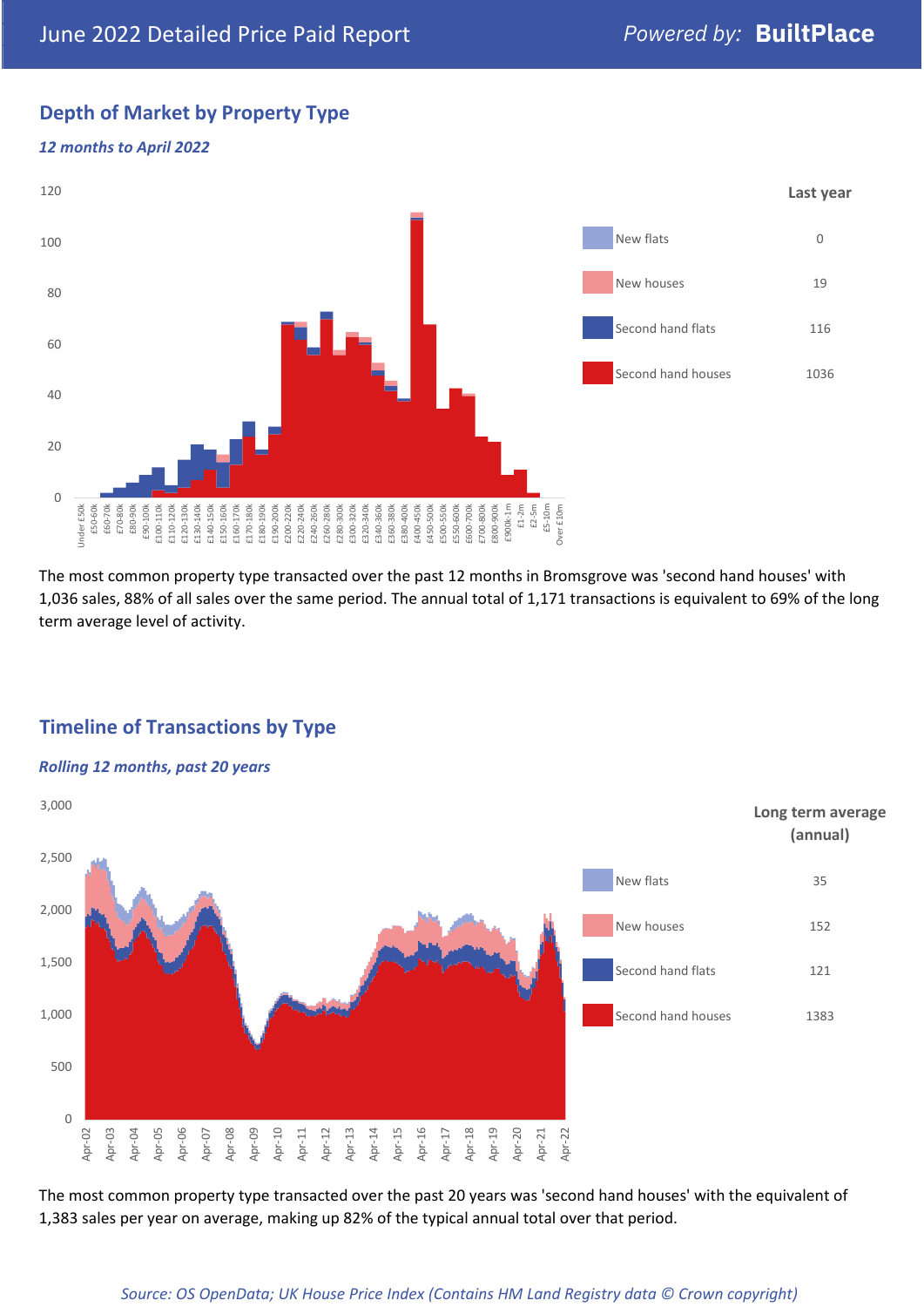June 2022 Detailed Price Paid Report

Powered by: **BuiltPlace**

## Depth of Market by Property Type

*12 months to April 2022*

120
100
80
60
40
20
0

Under £50k, £50-60k, £60-70k, £70-80k, £80-90k, £90-100k, £100-110k, £110-120k, £120-130k, £130-140k, £140-150k, £150-160k, £160-170k, £170-180k, £180-190k, £190-200k, £200-220k, £220-240k, £240-260k, £260-280k, £280-300k, £300-320k, £320-340k, £340-360k, £360-380k, £380-400k, £400-450k, £450-500k, £500-550k, £550-600k, £600-700k, £700-800k, £800-900k, £900k-1m, £1-2m, £2-5m, £5-10m, Over £10m

Last year

New flats 0
New houses 19
Second hand flats 116
Second hand houses 1036

The most common property type transacted over the past 12 months in Bromsgrove was 'second hand houses' with 1,036 sales, 88% of all sales over the same period. The annual total of 1,171 transactions is equivalent to 69% of the long term average level of activity.

## Timeline of Transactions by Type

*Rolling 12 months, past 20 years*

3,000
2,500
2,000
1,500
1,000
500
0

Apr-02, Apr-03, Apr-04, Apr-05, Apr-06, Apr-07, Apr-08, Apr-09, Apr-10, Apr-11, Apr-12, Apr-13, Apr-14, Apr-15, Apr-16, Apr-17, Apr-18, Apr-19, Apr-20, Apr-21, Apr-22

Long term average (annual)

New flats 35
New houses 152
Second hand flats 121
Second hand houses 1383

The most common property type transacted over the past 20 years was 'second hand houses' with the equivalent of 1,383 sales per year on average, making up 82% of the typical annual total over that period.

*Source: OS OpenData; UK House Price Index (Contains HM Land Registry data © Crown copyright)*